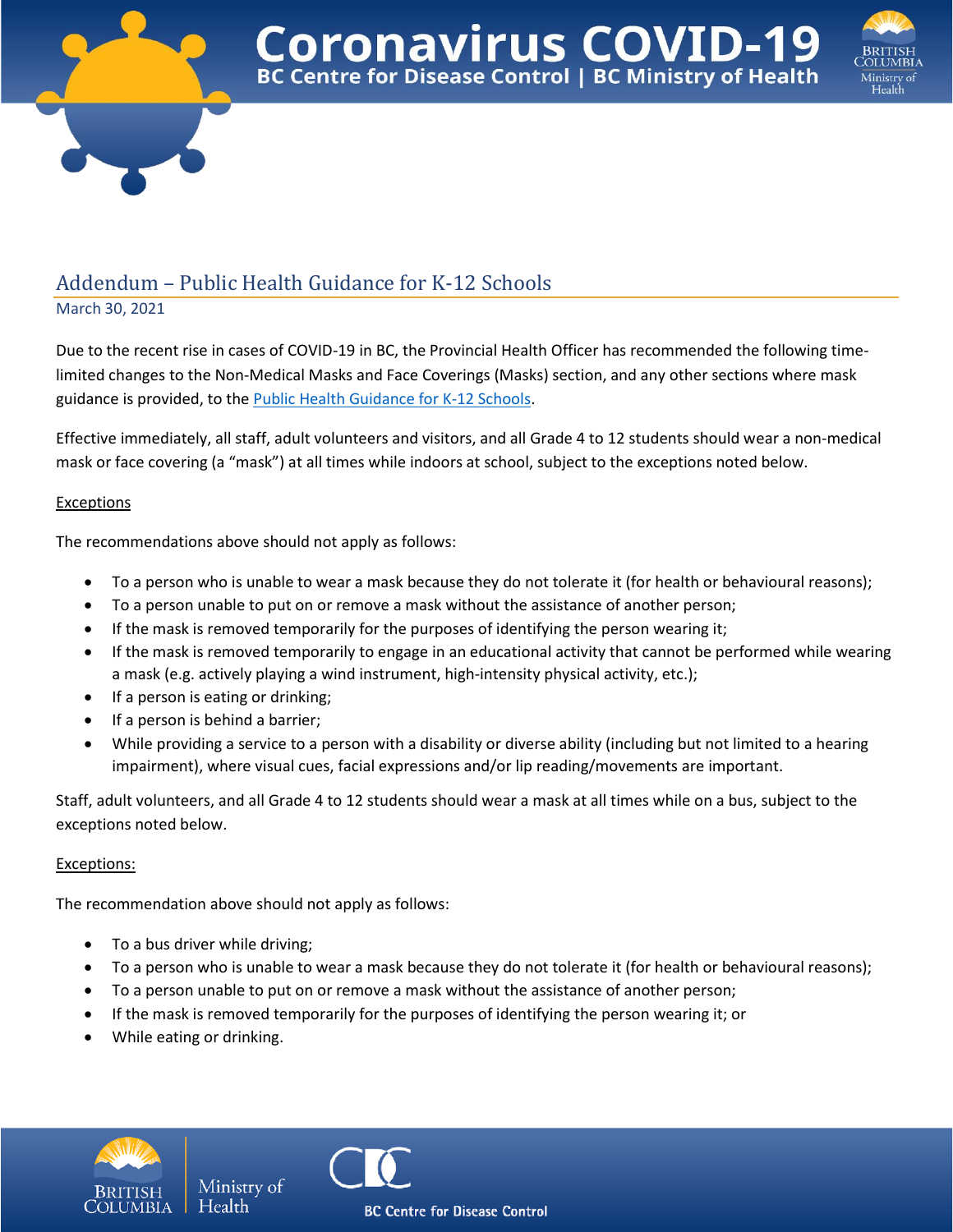# Coronavirus COVID-19

BC Centre for Disease Control | BC Ministry of Health

## Addendum – Public Health Guidance for K-12 Schools

March 30, 2021

Due to the recent rise in cases of COVID-19 in BC, the Provincial Health Officer has recommended the following time-limited changes to the Non-Medical Masks and Face Coverings (Masks) section, and any other sections where mask guidance is provided, to the Public Health Guidance for K-12 Schools.

Effective immediately, all staff, adult volunteers and visitors, and all Grade 4 to 12 students should wear a non-medical mask or face covering (a "mask") at all times while indoors at school, subject to the exceptions noted below.

Exceptions

The recommendations above should not apply as follows:

- To a person who is unable to wear a mask because they do not tolerate it (for health or behavioural reasons);
- To a person unable to put on or remove a mask without the assistance of another person;
- If the mask is removed temporarily for the purposes of identifying the person wearing it;
- If the mask is removed temporarily to engage in an educational activity that cannot be performed while wearing a mask (e.g. actively playing a wind instrument, high-intensity physical activity, etc.);
- If a person is eating or drinking;
- If a person is behind a barrier;
- While providing a service to a person with a disability or diverse ability (including but not limited to a hearing impairment), where visual cues, facial expressions and/or lip reading/movements are important.

Staff, adult volunteers, and all Grade 4 to 12 students should wear a mask at all times while on a bus, subject to the exceptions noted below.

Exceptions:

The recommendation above should not apply as follows:

- To a bus driver while driving;
- To a person who is unable to wear a mask because they do not tolerate it (for health or behavioural reasons);
- To a person unable to put on or remove a mask without the assistance of another person;
- If the mask is removed temporarily for the purposes of identifying the person wearing it; or
- While eating or drinking.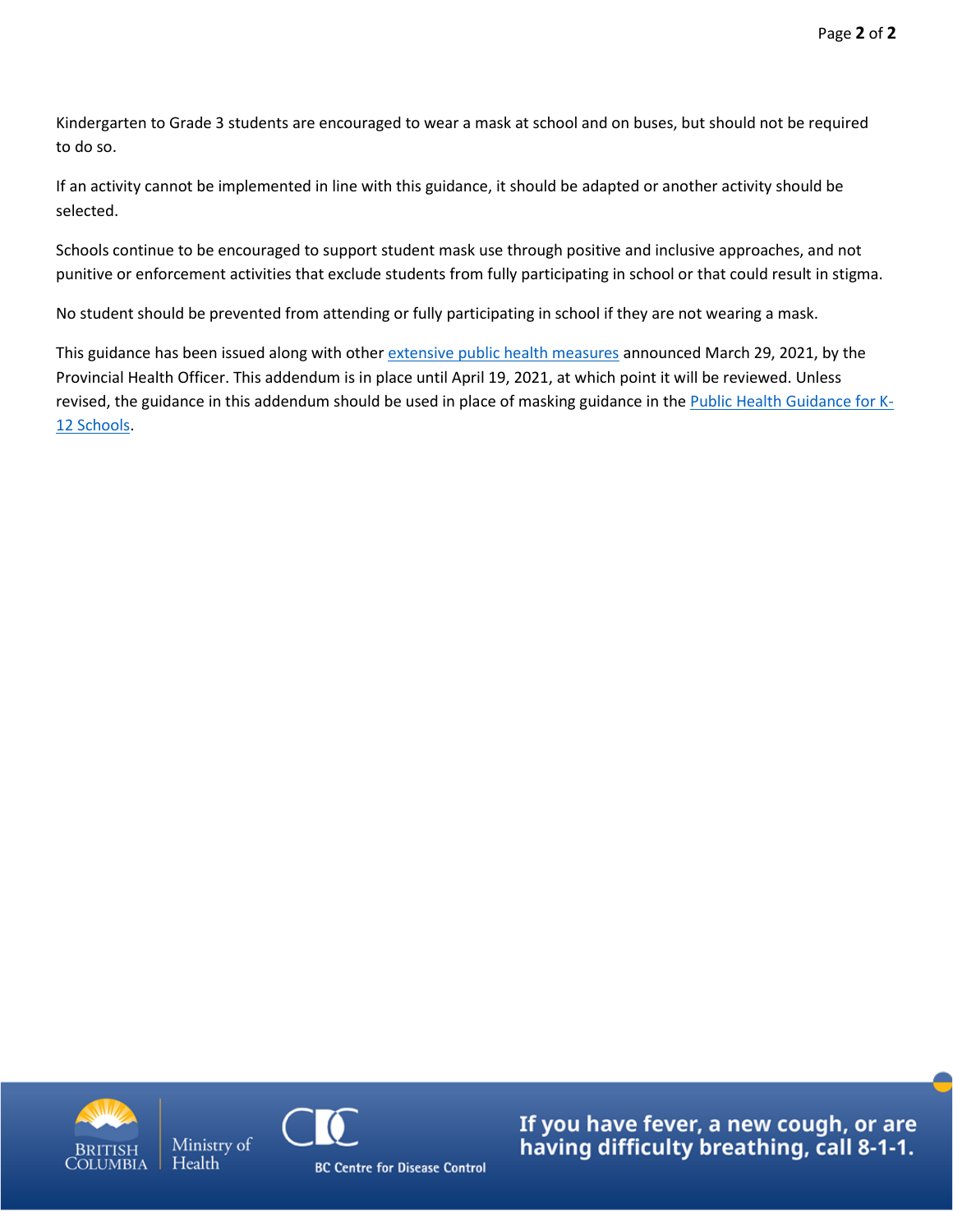Kindergarten to Grade 3 students are encouraged to wear a mask at school and on buses, but should not be required to do so.

If an activity cannot be implemented in line with this guidance, it should be adapted or another activity should be selected.

Schools continue to be encouraged to support student mask use through positive and inclusive approaches, and not punitive or enforcement activities that exclude students from fully participating in school or that could result in stigma.

No student should be prevented from attending or fully participating in school if they are not wearing a mask.

This guidance has been issued along with other extensive public health measures announced March 29, 2021, by the Provincial Health Officer. This addendum is in place until April 19, 2021, at which point it will be reviewed. Unless revised, the guidance in this addendum should be used in place of masking guidance in the Public Health Guidance for K-12 Schools.

If you have fever, a new cough, or are having difficulty breathing, call 8-1-1.